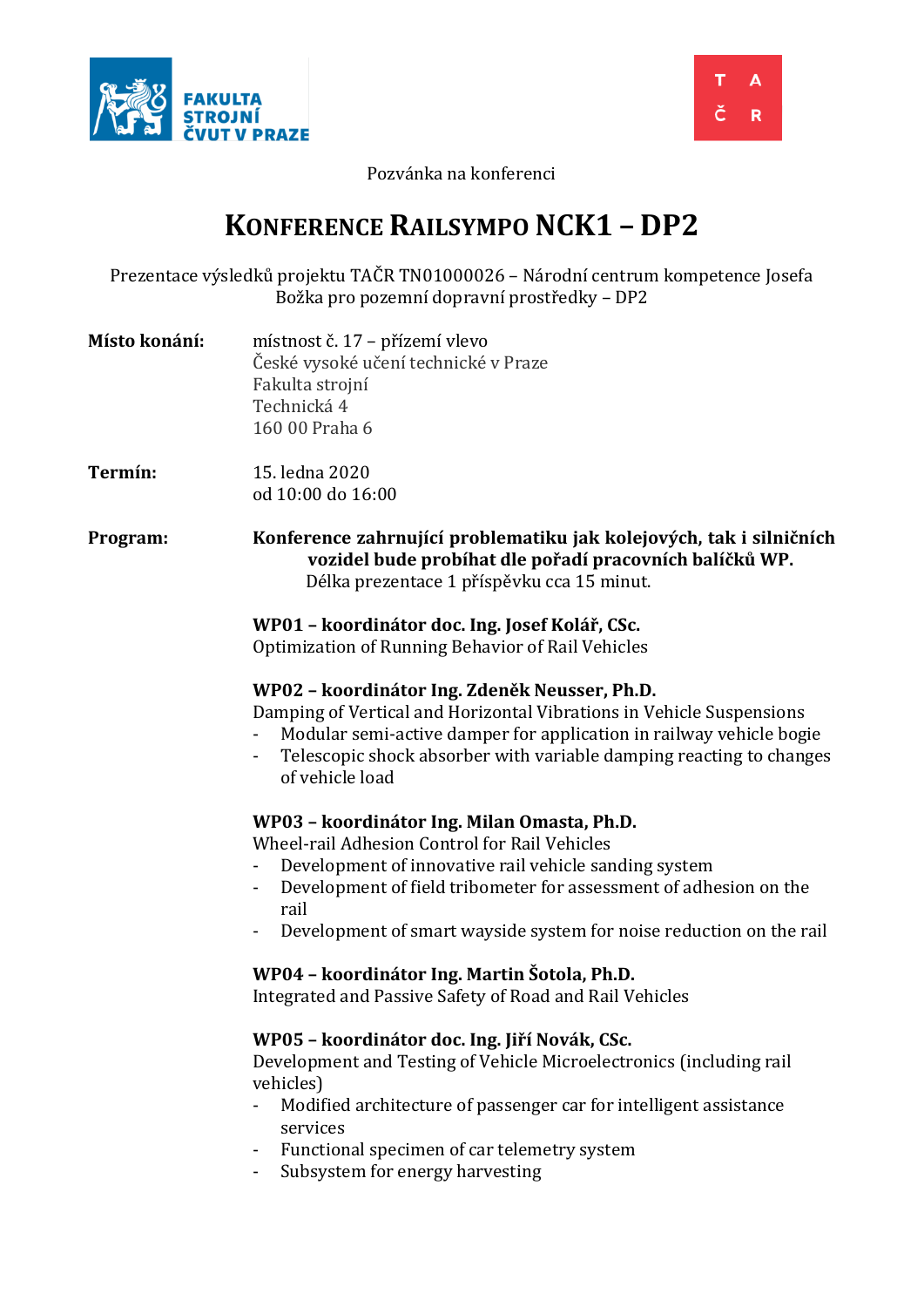Pozvánka na konferenci

# KONFERENCE RAILSYMPO NCK1 – DP2

Prezentace výsledků projektu TAČR TN01000026 – Národní centrum kompetence Josefa Božka pro pozemní dopravní prostředky – DP2

**Místo konání:** místnost č. 17 – přízemí vlevo
České vysoké učení technické v Praze
Fakulta strojní
Technická 4
160 00 Praha 6

**Termín:** 15. ledna 2020
od 10:00 do 16:00

**Program:** **Konference zahrnující problematiku jak kolejových, tak i silničních vozidel bude probíhat dle pořadí pracovních balíčků WP.**
Délka prezentace 1 příspěvku cca 15 minut.

**WP01 – koordinátor doc. Ing. Josef Kolář, CSc.**
Optimization of Running Behavior of Rail Vehicles

**WP02 – koordinátor Ing. Zdeněk Neusser, Ph.D.**
Damping of Vertical and Horizontal Vibrations in Vehicle Suspensions

- Modular semi-active damper for application in railway vehicle bogie
- Telescopic shock absorber with variable damping reacting to changes of vehicle load

**WP03 – koordinátor Ing. Milan Omasta, Ph.D.**
Wheel-rail Adhesion Control for Rail Vehicles

- Development of innovative rail vehicle sanding system
- Development of field tribometer for assessment of adhesion on the rail
- Development of smart wayside system for noise reduction on the rail

**WP04 – koordinátor Ing. Martin Šotola, Ph.D.**
Integrated and Passive Safety of Road and Rail Vehicles

**WP05 – koordinátor doc. Ing. Jiří Novák, CSc.**
Development and Testing of Vehicle Microelectronics (including rail vehicles)

- Modified architecture of passenger car for intelligent assistance services
- Functional specimen of car telemetry system
- Subsystem for energy harvesting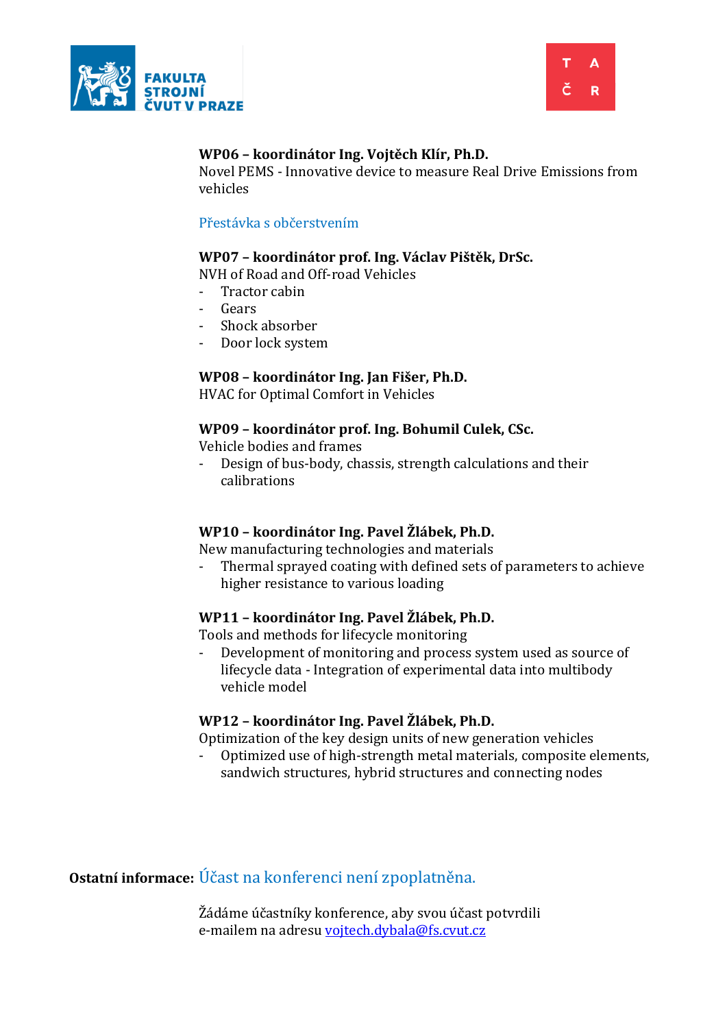**WP06 – koordinátor Ing. Vojtěch Klír, Ph.D.**
Novel PEMS - Innovative device to measure Real Drive Emissions from vehicles

Přestávka s občerstvením

**WP07 – koordinátor prof. Ing. Václav Pištěk, DrSc.**
NVH of Road and Off-road Vehicles

- Tractor cabin
- Gears
- Shock absorber
- Door lock system

**WP08 – koordinátor Ing. Jan Fišer, Ph.D.**
HVAC for Optimal Comfort in Vehicles

**WP09 – koordinátor prof. Ing. Bohumil Culek, CSc.**
Vehicle bodies and frames

- Design of bus-body, chassis, strength calculations and their calibrations

**WP10 – koordinátor Ing. Pavel Žlábek, Ph.D.**
New manufacturing technologies and materials

- Thermal sprayed coating with defined sets of parameters to achieve higher resistance to various loading

**WP11 – koordinátor Ing. Pavel Žlábek, Ph.D.**
Tools and methods for lifecycle monitoring

- Development of monitoring and process system used as source of lifecycle data - Integration of experimental data into multibody vehicle model

**WP12 – koordinátor Ing. Pavel Žlábek, Ph.D.**
Optimization of the key design units of new generation vehicles

- Optimized use of high-strength metal materials, composite elements, sandwich structures, hybrid structures and connecting nodes

**Ostatní informace:** Účast na konferenci není zpoplatněna.

Žádáme účastníky konference, aby svou účast potvrdili e-mailem na adresu vojtech.dybala@fs.cvut.cz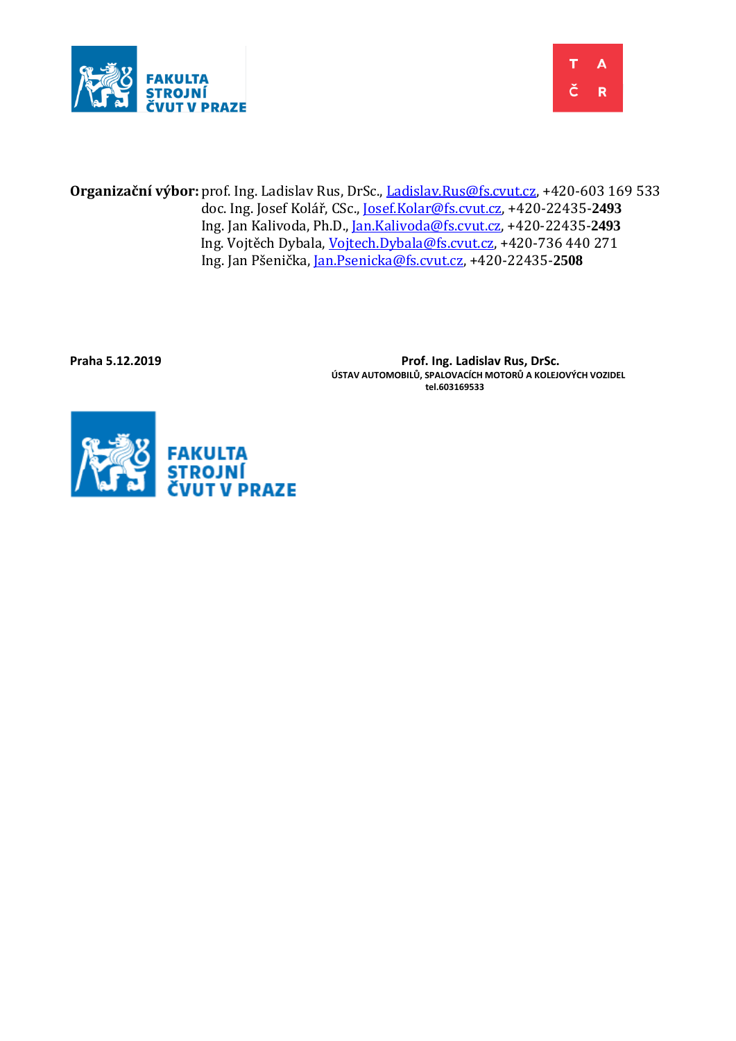**Organizační výbor:** prof. Ing. Ladislav Rus, DrSc., Ladislav.Rus@fs.cvut.cz, +420-603 169 533
doc. Ing. Josef Kolář, CSc., Josef.Kolar@fs.cvut.cz, +420-22435-**2493**
Ing. Jan Kalivoda, Ph.D., Jan.Kalivoda@fs.cvut.cz, +420-22435-**2493**
Ing. Vojtěch Dybala, Vojtech.Dybala@fs.cvut.cz, +420-736 440 271
Ing. Jan Pšenička, Jan.Psenicka@fs.cvut.cz, +420-22435-**2508**

**Praha 5.12.2019**

**Prof. Ing. Ladislav Rus, DrSc.**
**ÚSTAV AUTOMOBILŮ, SPALOVACÍCH MOTORŮ A KOLEJOVÝCH VOZIDEL**
**tel.603169533**